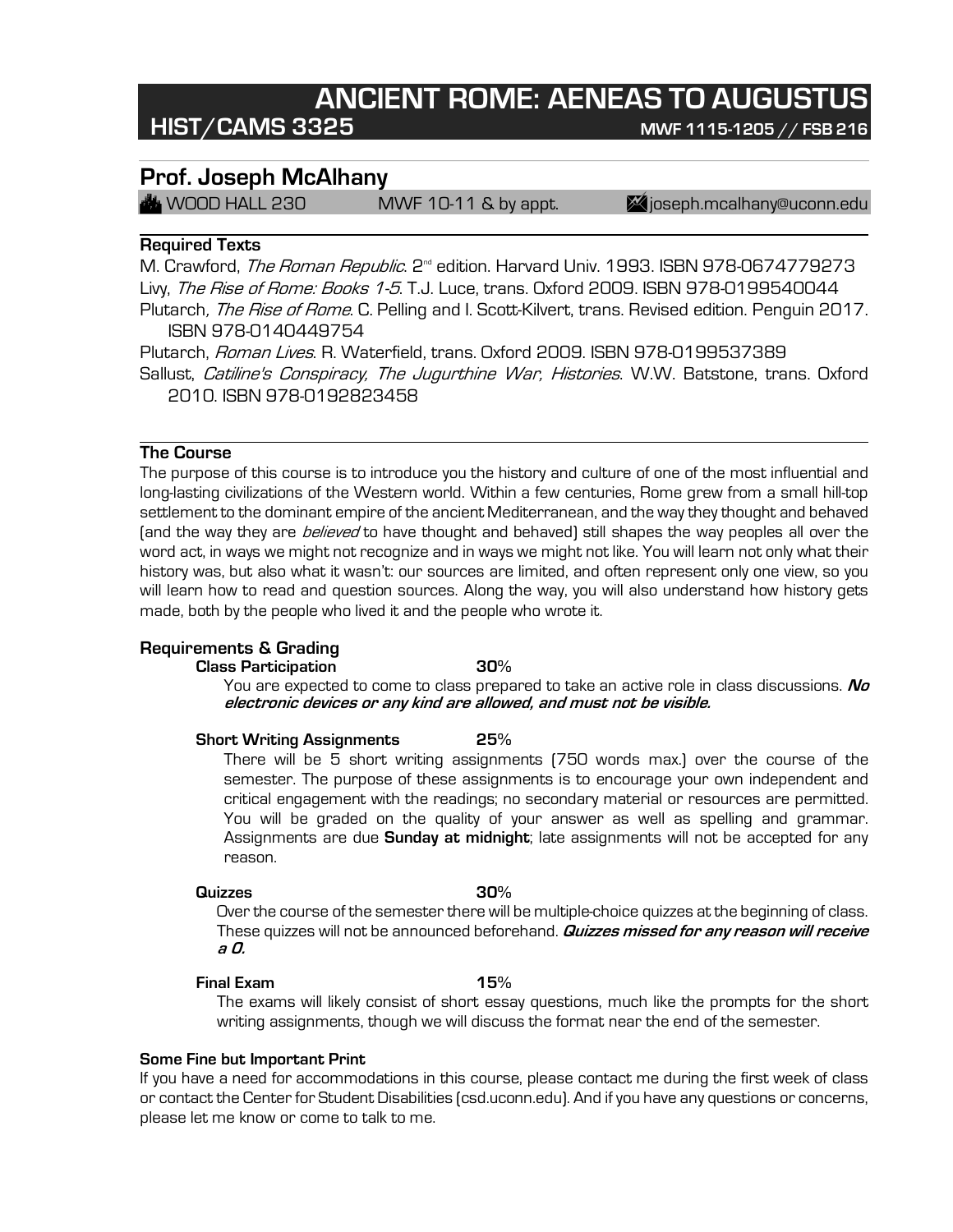# ANCIENT ROME: AENEAS TO AUGUSTUS

**HIST/CAMS 3325** **MWF 1115-1205 // FSB 216**

## Prof. Joseph McAlhany

WOOD HALL 230 MWF 10-11 & by appt. joseph.mcalhany@uconn.edu

### Required Texts

M. Crawford, *The Roman Republic*. 2nd edition. Harvard Univ. 1993. ISBN 978-0674779273

Livy, *The Rise of Rome: Books 1-5*. T.J. Luce, trans. Oxford 2009. ISBN 978-0199540044

Plutarch, *The Rise of Rome*. C. Pelling and I. Scott-Kilvert, trans. Revised edition. Penguin 2017. ISBN 978-0140449754

Plutarch, *Roman Lives*. R. Waterfield, trans. Oxford 2009. ISBN 978-0199537389

Sallust, *Catiline's Conspiracy, The Jugurthine War, Histories*. W.W. Batstone, trans. Oxford 2010. ISBN 978-0192823458

### The Course

The purpose of this course is to introduce you the history and culture of one of the most influential and long-lasting civilizations of the Western world. Within a few centuries, Rome grew from a small hill-top settlement to the dominant empire of the ancient Mediterranean, and the way they thought and behaved (and the way they are *believed* to have thought and behaved) still shapes the way peoples all over the word act, in ways we might not recognize and in ways we might not like. You will learn not only what their history was, but also what it wasn't: our sources are limited, and often represent only one view, so you will learn how to read and question sources. Along the way, you will also understand how history gets made, both by the people who lived it and the people who wrote it.

### Requirements & Grading

**Class Participation** **30%**

You are expected to come to class prepared to take an active role in class discussions. ***No electronic devices or any kind are allowed, and must not be visible.***

**Short Writing Assignments** **25%**

There will be 5 short writing assignments (750 words max.) over the course of the semester. The purpose of these assignments is to encourage your own independent and critical engagement with the readings; no secondary material or resources are permitted. You will be graded on the quality of your answer as well as spelling and grammar. Assignments are due **Sunday at midnight**; late assignments will not be accepted for any reason.

**Quizzes** **30%**

Over the course of the semester there will be multiple-choice quizzes at the beginning of class. These quizzes will not be announced beforehand. ***Quizzes missed for any reason will receive a 0.***

**Final Exam** **15%**

The exams will likely consist of short essay questions, much like the prompts for the short writing assignments, though we will discuss the format near the end of the semester.

### Some Fine but Important Print

If you have a need for accommodations in this course, please contact me during the first week of class or contact the Center for Student Disabilities (csd.uconn.edu). And if you have any questions or concerns, please let me know or come to talk to me.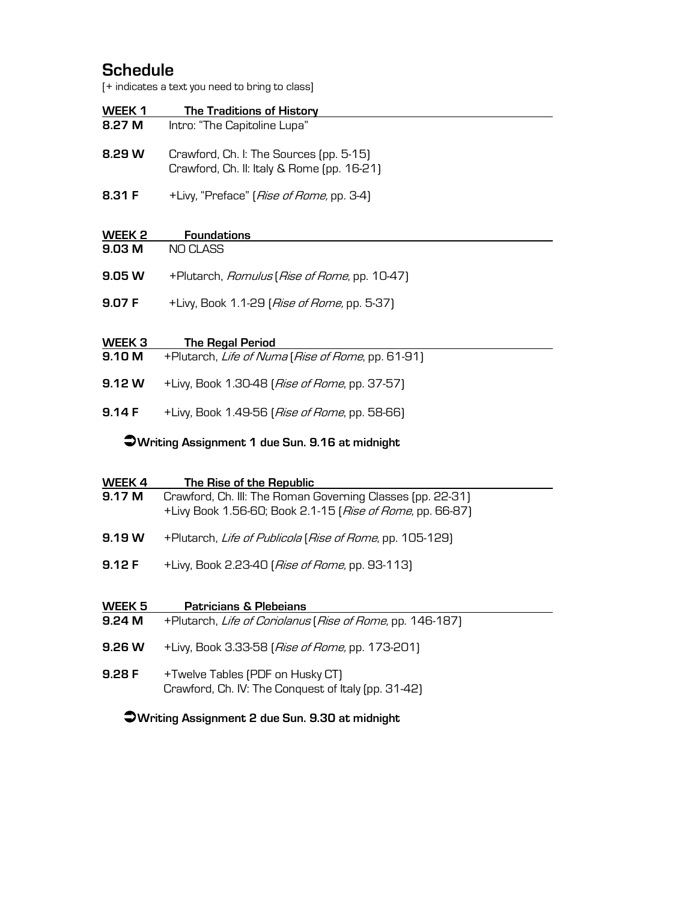## Schedule

[+ indicates a text you need to bring to class]

### WEEK 1 The Traditions of History

**8.27 M** Intro: "The Capitoline Lupa"

**8.29 W** Crawford, Ch. I: The Sources (pp. 5-15)
Crawford, Ch. II: Italy & Rome (pp. 16-21)

**8.31 F** +Livy, "Preface" (*Rise of Rome,* pp. 3-4)

### WEEK 2 Foundations

**9.03 M** NO CLASS

**9.05 W** +Plutarch, *Romulus* (*Rise of Rome*, pp. 10-47)

**9.07 F** +Livy, Book 1.1-29 (*Rise of Rome,* pp. 5-37)

### WEEK 3 The Regal Period

**9.10 M** +Plutarch, *Life of Numa* (*Rise of Rome*, pp. 61-91)

**9.12 W** +Livy, Book 1.30-48 (*Rise of Rome*, pp. 37-57)

**9.14 F** +Livy, Book 1.49-56 (*Rise of Rome*, pp. 58-66)

➲**Writing Assignment 1 due Sun. 9.16 at midnight**

### WEEK 4 The Rise of the Republic

**9.17 M** Crawford, Ch. III: The Roman Governing Classes (pp. 22-31)
+Livy Book 1.56-60; Book 2.1-15 (*Rise of Rome*, pp. 66-87)

**9.19 W** +Plutarch, *Life of Publicola* (*Rise of Rome*, pp. 105-129)

**9.12 F** +Livy, Book 2.23-40 (*Rise of Rome,* pp. 93-113)

### WEEK 5 Patricians & Plebeians

**9.24 M** +Plutarch, *Life of Coriolanus* (*Rise of Rome*, pp. 146-187)

**9.26 W** +Livy, Book 3.33-58 (*Rise of Rome,* pp. 173-201)

**9.28 F** +Twelve Tables (PDF on Husky CT)
Crawford, Ch. IV: The Conquest of Italy (pp. 31-42)

➲**Writing Assignment 2 due Sun. 9.30 at midnight**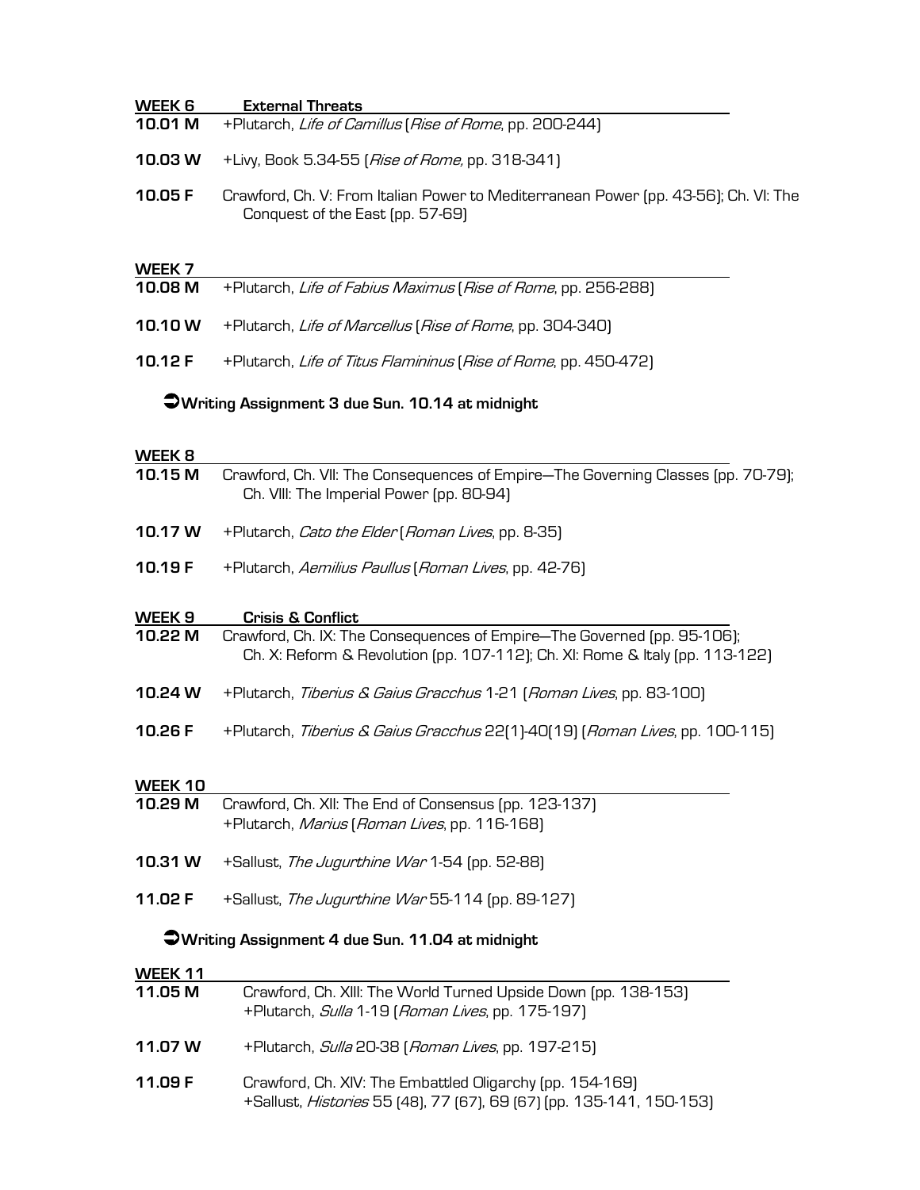## WEEK 6 External Threats

**10.01 M** +Plutarch, *Life of Camillus* (*Rise of Rome*, pp. 200-244)

**10.03 W** +Livy, Book 5.34-55 (*Rise of Rome,* pp. 318-341)

**10.05 F** Crawford, Ch. V: From Italian Power to Mediterranean Power (pp. 43-56); Ch. VI: The Conquest of the East (pp. 57-69)

## WEEK 7

**10.08 M** +Plutarch, *Life of Fabius Maximus* (*Rise of Rome*, pp. 256-288)

**10.10 W** +Plutarch, *Life of Marcellus* (*Rise of Rome*, pp. 304-340)

**10.12 F** +Plutarch, *Life of Titus Flamininus* (*Rise of Rome*, pp. 450-472)

➲**Writing Assignment 3 due Sun. 10.14 at midnight**

## WEEK 8

**10.15 M** Crawford, Ch. VII: The Consequences of Empire—The Governing Classes (pp. 70-79); Ch. VIII: The Imperial Power (pp. 80-94)

**10.17 W** +Plutarch, *Cato the Elder* (*Roman Lives*, pp. 8-35)

**10.19 F** +Plutarch, *Aemilius Paullus* (*Roman Lives*, pp. 42-76)

## WEEK 9 Crisis & Conflict

**10.22 M** Crawford, Ch. IX: The Consequences of Empire—The Governed (pp. 95-106); Ch. X: Reform & Revolution (pp. 107-112); Ch. XI: Rome & Italy (pp. 113-122)

**10.24 W** +Plutarch, *Tiberius & Gaius Gracchus* 1-21 (*Roman Lives*, pp. 83-100)

**10.26 F** +Plutarch, *Tiberius & Gaius Gracchus* 22(1)-40(19) (*Roman Lives*, pp. 100-115)

## WEEK 10

**10.29 M** Crawford, Ch. XII: The End of Consensus (pp. 123-137)
+Plutarch, *Marius* (*Roman Lives*, pp. 116-168)

**10.31 W** +Sallust, *The Jugurthine War* 1-54 (pp. 52-88)

**11.02 F** +Sallust, *The Jugurthine War* 55-114 (pp. 89-127)

➲**Writing Assignment 4 due Sun. 11.04 at midnight**

## WEEK 11

**11.05 M** Crawford, Ch. XIII: The World Turned Upside Down (pp. 138-153)
+Plutarch, *Sulla* 1-19 (*Roman Lives*, pp. 175-197)

**11.07 W** +Plutarch, *Sulla* 20-38 (*Roman Lives*, pp. 197-215)

**11.09 F** Crawford, Ch. XIV: The Embattled Oligarchy (pp. 154-169)
+Sallust, *Histories* 55 (48), 77 (67), 69 (67) (pp. 135-141, 150-153)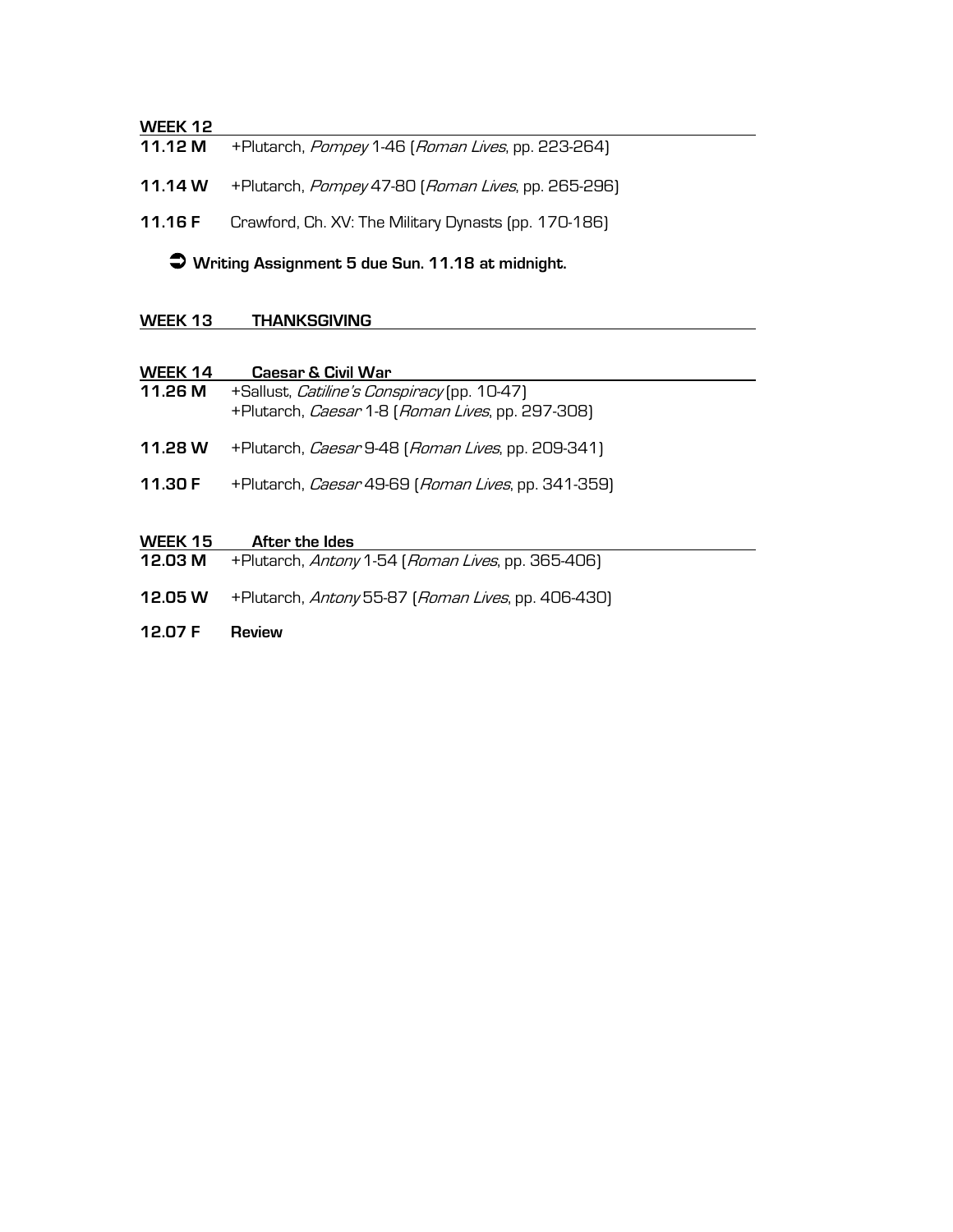**WEEK 12**

**11.12 M** +Plutarch, *Pompey* 1-46 (*Roman Lives*, pp. 223-264)

**11.14 W** +Plutarch, *Pompey* 47-80 (*Roman Lives*, pp. 265-296)

**11.16 F** Crawford, Ch. XV: The Military Dynasts (pp. 170-186)

➲ **Writing Assignment 5 due Sun. 11.18 at midnight.**

**WEEK 13 THANKSGIVING**

**WEEK 14 Caesar & Civil War**

**11.26 M** +Sallust, *Catiline's Conspiracy* (pp. 10-47)
+Plutarch, *Caesar* 1-8 (*Roman Lives*, pp. 297-308)

**11.28 W** +Plutarch, *Caesar* 9-48 (*Roman Lives*, pp. 209-341)

**11.30 F** +Plutarch, *Caesar* 49-69 (*Roman Lives*, pp. 341-359)

**WEEK 15 After the Ides**

**12.03 M** +Plutarch, *Antony* 1-54 (*Roman Lives*, pp. 365-406)

**12.05 W** +Plutarch, *Antony* 55-87 (*Roman Lives*, pp. 406-430)

**12.07 F** **Review**